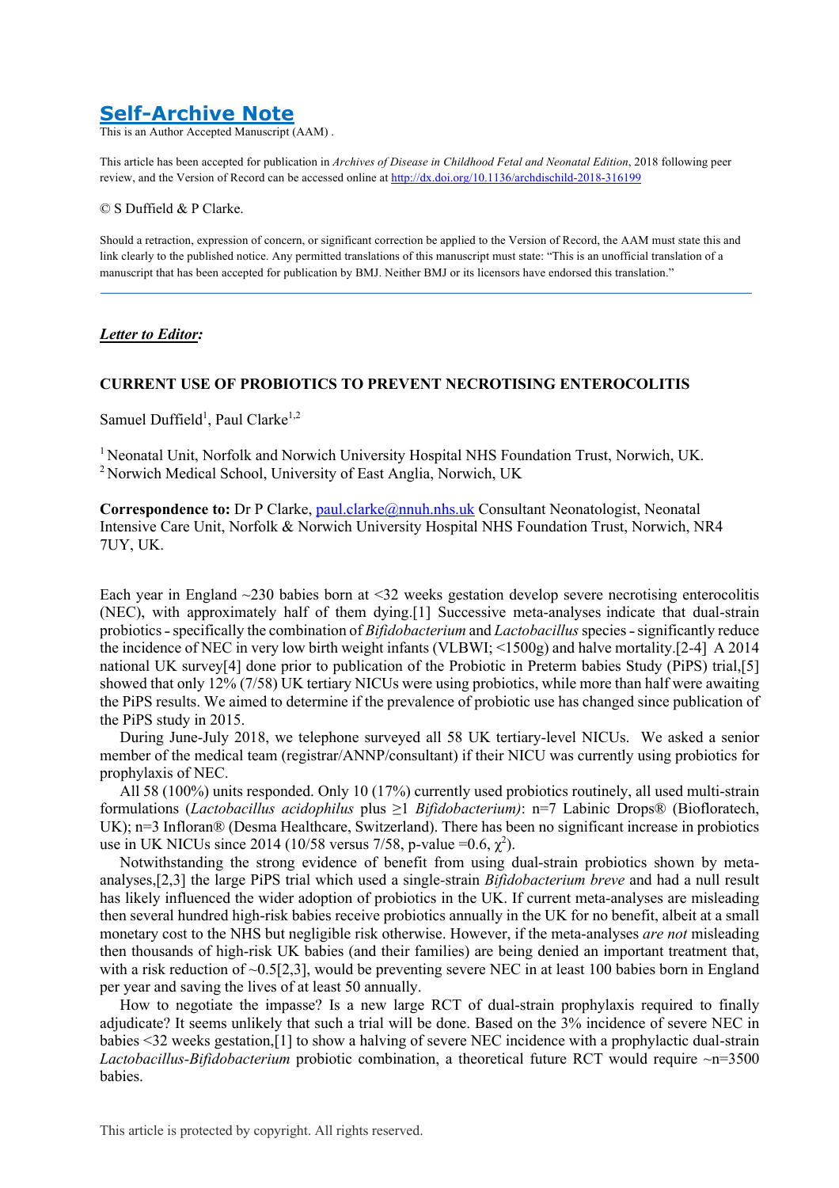## Self-Archive Note

This is an Author Accepted Manuscript (AAM) .

This article has been accepted for publication in *Archives of Disease in Childhood Fetal and Neonatal Edition*, 2018 following peer review, and the Version of Record can be accessed online at http://dx.doi.org/10.1136/archdischild-2018-316199

© S Duffield & P Clarke.

Should a retraction, expression of concern, or significant correction be applied to the Version of Record, the AAM must state this and link clearly to the published notice. Any permitted translations of this manuscript must state: "This is an unofficial translation of a manuscript that has been accepted for publication by BMJ. Neither BMJ or its licensors have endorsed this translation."

***Letter to Editor:***

# CURRENT USE OF PROBIOTICS TO PREVENT NECROTISING ENTEROCOLITIS

Samuel Duffield[1], Paul Clarke[1,2]

[1] Neonatal Unit, Norfolk and Norwich University Hospital NHS Foundation Trust, Norwich, UK.
[2] Norwich Medical School, University of East Anglia, Norwich, UK

**Correspondence to:** Dr P Clarke, paul.clarke@nnuh.nhs.uk Consultant Neonatologist, Neonatal Intensive Care Unit, Norfolk & Norwich University Hospital NHS Foundation Trust, Norwich, NR4 7UY, UK.

Each year in England ~230 babies born at <32 weeks gestation develop severe necrotising enterocolitis (NEC), with approximately half of them dying.[1] Successive meta-analyses indicate that dual-strain probiotics - specifically the combination of *Bifidobacterium* and *Lactobacillus* species - significantly reduce the incidence of NEC in very low birth weight infants (VLBWI; <1500g) and halve mortality.[2-4] A 2014 national UK survey[4] done prior to publication of the Probiotic in Preterm babies Study (PiPS) trial,[5] showed that only 12% (7/58) UK tertiary NICUs were using probiotics, while more than half were awaiting the PiPS results. We aimed to determine if the prevalence of probiotic use has changed since publication of the PiPS study in 2015.

During June-July 2018, we telephone surveyed all 58 UK tertiary-level NICUs. We asked a senior member of the medical team (registrar/ANNP/consultant) if their NICU was currently using probiotics for prophylaxis of NEC.

All 58 (100%) units responded. Only 10 (17%) currently used probiotics routinely, all used multi-strain formulations (*Lactobacillus acidophilus* plus ≥1 *Bifidobacterium)*: n=7 Labinic Drops® (Biofloratech, UK); n=3 Infloran® (Desma Healthcare, Switzerland). There has been no significant increase in probiotics use in UK NICUs since 2014 (10/58 versus 7/58, p-value =0.6, $\chi^2$).

Notwithstanding the strong evidence of benefit from using dual-strain probiotics shown by meta-analyses,[2,3] the large PiPS trial which used a single-strain *Bifidobacterium breve* and had a null result has likely influenced the wider adoption of probiotics in the UK. If current meta-analyses are misleading then several hundred high-risk babies receive probiotics annually in the UK for no benefit, albeit at a small monetary cost to the NHS but negligible risk otherwise. However, if the meta-analyses *are not* misleading then thousands of high-risk UK babies (and their families) are being denied an important treatment that, with a risk reduction of ~0.5[2,3], would be preventing severe NEC in at least 100 babies born in England per year and saving the lives of at least 50 annually.

How to negotiate the impasse? Is a new large RCT of dual-strain prophylaxis required to finally adjudicate? It seems unlikely that such a trial will be done. Based on the 3% incidence of severe NEC in babies <32 weeks gestation,[1] to show a halving of severe NEC incidence with a prophylactic dual-strain *Lactobacillus-Bifidobacterium* probiotic combination, a theoretical future RCT would require ~n=3500 babies.

This article is protected by copyright. All rights reserved.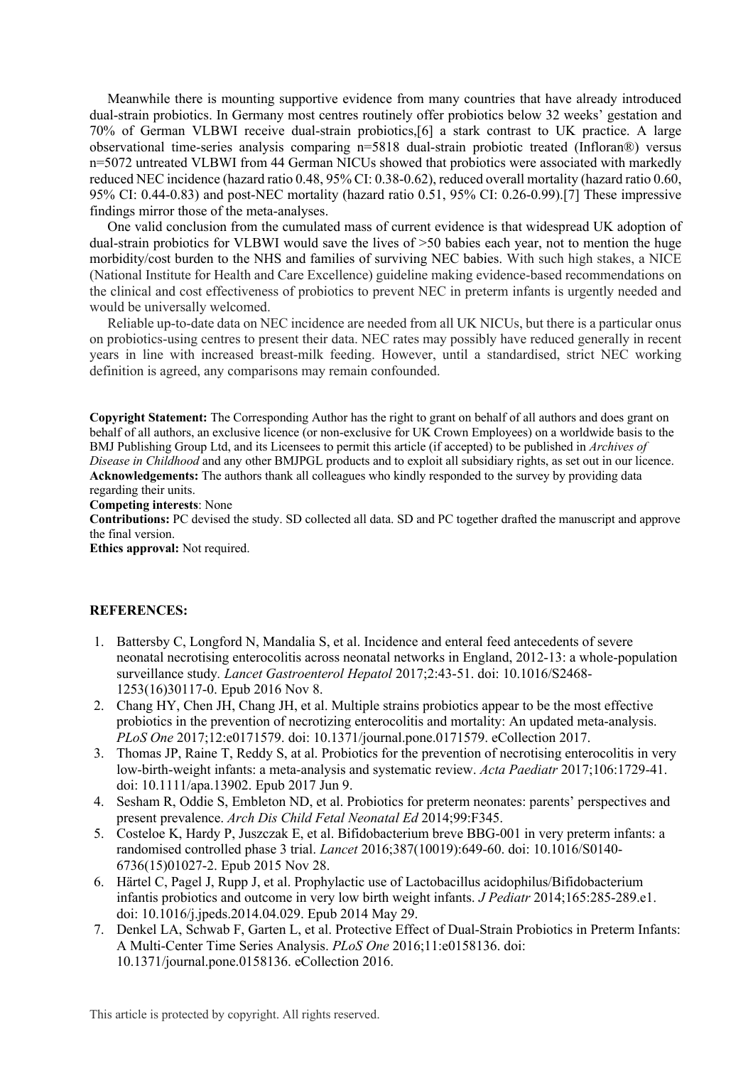Meanwhile there is mounting supportive evidence from many countries that have already introduced dual-strain probiotics. In Germany most centres routinely offer probiotics below 32 weeks' gestation and 70% of German VLBWI receive dual-strain probiotics,[6] a stark contrast to UK practice. A large observational time-series analysis comparing n=5818 dual-strain probiotic treated (Infloran®) versus n=5072 untreated VLBWI from 44 German NICUs showed that probiotics were associated with markedly reduced NEC incidence (hazard ratio 0.48, 95% CI: 0.38-0.62), reduced overall mortality (hazard ratio 0.60, 95% CI: 0.44-0.83) and post-NEC mortality (hazard ratio 0.51, 95% CI: 0.26-0.99).[7] These impressive findings mirror those of the meta-analyses.

One valid conclusion from the cumulated mass of current evidence is that widespread UK adoption of dual-strain probiotics for VLBWI would save the lives of >50 babies each year, not to mention the huge morbidity/cost burden to the NHS and families of surviving NEC babies. With such high stakes, a NICE (National Institute for Health and Care Excellence) guideline making evidence-based recommendations on the clinical and cost effectiveness of probiotics to prevent NEC in preterm infants is urgently needed and would be universally welcomed.

Reliable up-to-date data on NEC incidence are needed from all UK NICUs, but there is a particular onus on probiotics-using centres to present their data. NEC rates may possibly have reduced generally in recent years in line with increased breast-milk feeding. However, until a standardised, strict NEC working definition is agreed, any comparisons may remain confounded.

**Copyright Statement:** The Corresponding Author has the right to grant on behalf of all authors and does grant on behalf of all authors, an exclusive licence (or non-exclusive for UK Crown Employees) on a worldwide basis to the BMJ Publishing Group Ltd, and its Licensees to permit this article (if accepted) to be published in *Archives of Disease in Childhood* and any other BMJPGL products and to exploit all subsidiary rights, as set out in our licence.
**Acknowledgements:** The authors thank all colleagues who kindly responded to the survey by providing data regarding their units.
**Competing interests**: None
**Contributions:** PC devised the study. SD collected all data. SD and PC together drafted the manuscript and approve the final version.
**Ethics approval:** Not required.

## REFERENCES:

1. Battersby C, Longford N, Mandalia S, et al. Incidence and enteral feed antecedents of severe neonatal necrotising enterocolitis across neonatal networks in England, 2012-13: a whole-population surveillance study. *Lancet Gastroenterol Hepatol* 2017;2:43-51. doi: 10.1016/S2468-1253(16)30117-0. Epub 2016 Nov 8.
2. Chang HY, Chen JH, Chang JH, et al. Multiple strains probiotics appear to be the most effective probiotics in the prevention of necrotizing enterocolitis and mortality: An updated meta-analysis. *PLoS One* 2017;12:e0171579. doi: 10.1371/journal.pone.0171579. eCollection 2017.
3. Thomas JP, Raine T, Reddy S, at al. Probiotics for the prevention of necrotising enterocolitis in very low-birth-weight infants: a meta-analysis and systematic review. *Acta Paediatr* 2017;106:1729-41. doi: 10.1111/apa.13902. Epub 2017 Jun 9.
4. Sesham R, Oddie S, Embleton ND, et al. Probiotics for preterm neonates: parents' perspectives and present prevalence. *Arch Dis Child Fetal Neonatal Ed* 2014;99:F345.
5. Costeloe K, Hardy P, Juszczak E, et al. Bifidobacterium breve BBG-001 in very preterm infants: a randomised controlled phase 3 trial. *Lancet* 2016;387(10019):649-60. doi: 10.1016/S0140-6736(15)01027-2. Epub 2015 Nov 28.
6. Härtel C, Pagel J, Rupp J, et al. Prophylactic use of Lactobacillus acidophilus/Bifidobacterium infantis probiotics and outcome in very low birth weight infants. *J Pediatr* 2014;165:285-289.e1. doi: 10.1016/j.jpeds.2014.04.029. Epub 2014 May 29.
7. Denkel LA, Schwab F, Garten L, et al. Protective Effect of Dual-Strain Probiotics in Preterm Infants: A Multi-Center Time Series Analysis. *PLoS One* 2016;11:e0158136. doi: 10.1371/journal.pone.0158136. eCollection 2016.